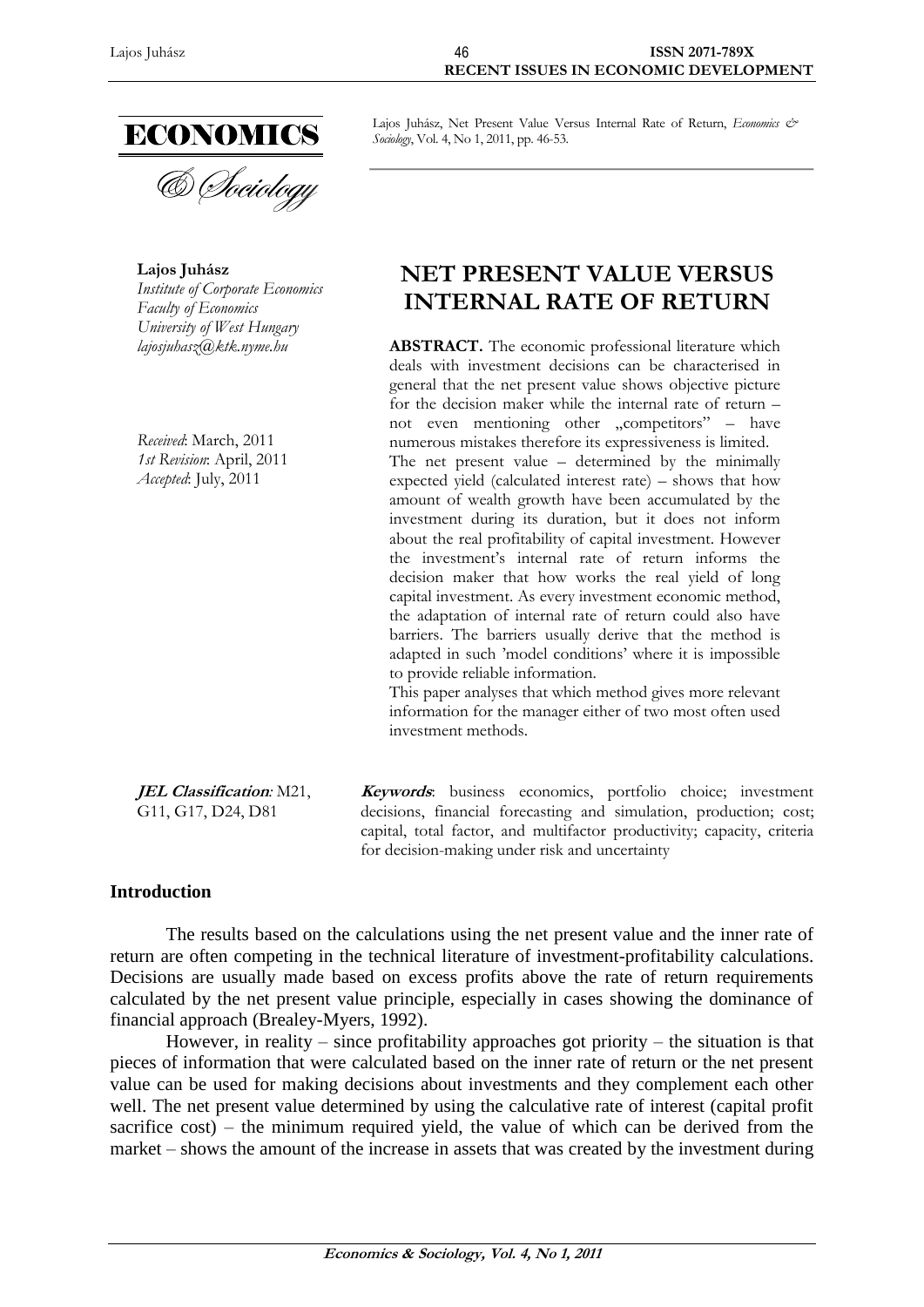ECONOMICS
& Sociology

Lajos Juhász, Net Present Value Versus Internal Rate of Return, *Economics & Sociology*, Vol. 4, No 1, 2011, pp. 46-53.

**Lajos Juhász**
*Institute of Corporate Economics*
*Faculty of Economics*
*University of West Hungary*
*lajosjuhasz@ktk.nyme.hu*

*Received*: March, 2011
*1st Revision*: April, 2011
*Accepted*: July, 2011

# NET PRESENT VALUE VERSUS INTERNAL RATE OF RETURN

**ABSTRACT.** The economic professional literature which deals with investment decisions can be characterised in general that the net present value shows objective picture for the decision maker while the internal rate of return – not even mentioning other „competitors" – have numerous mistakes therefore its expressiveness is limited.
The net present value – determined by the minimally expected yield (calculated interest rate) – shows that how amount of wealth growth have been accumulated by the investment during its duration, but it does not inform about the real profitability of capital investment. However the investment's internal rate of return informs the decision maker that how works the real yield of long capital investment. As every investment economic method, the adaptation of internal rate of return could also have barriers. The barriers usually derive that the method is adapted in such 'model conditions' where it is impossible to provide reliable information.
This paper analyses that which method gives more relevant information for the manager either of two most often used investment methods.

***JEL Classification:*** M21, G11, G17, D24, D81

***Keywords***: business economics, portfolio choice; investment decisions, financial forecasting and simulation, production; cost; capital, total factor, and multifactor productivity; capacity, criteria for decision-making under risk and uncertainty

## Introduction

The results based on the calculations using the net present value and the inner rate of return are often competing in the technical literature of investment-profitability calculations. Decisions are usually made based on excess profits above the rate of return requirements calculated by the net present value principle, especially in cases showing the dominance of financial approach (Brealey-Myers, 1992).

However, in reality – since profitability approaches got priority – the situation is that pieces of information that were calculated based on the inner rate of return or the net present value can be used for making decisions about investments and they complement each other well. The net present value determined by using the calculative rate of interest (capital profit sacrifice cost) – the minimum required yield, the value of which can be derived from the market – shows the amount of the increase in assets that was created by the investment during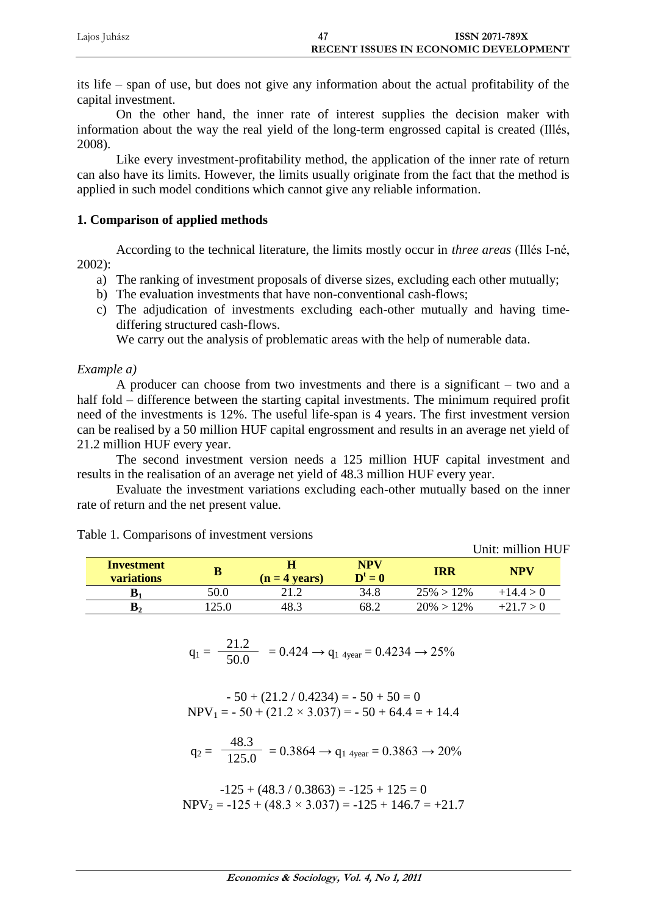its life – span of use, but does not give any information about the actual profitability of the capital investment.

On the other hand, the inner rate of interest supplies the decision maker with information about the way the real yield of the long-term engrossed capital is created (Illés, 2008).

Like every investment-profitability method, the application of the inner rate of return can also have its limits. However, the limits usually originate from the fact that the method is applied in such model conditions which cannot give any reliable information.

## 1. Comparison of applied methods

According to the technical literature, the limits mostly occur in *three areas* (Illés I-né, 2002):

a) The ranking of investment proposals of diverse sizes, excluding each other mutually;
b) The evaluation investments that have non-conventional cash-flows;
c) The adjudication of investments excluding each-other mutually and having time-differing structured cash-flows.

We carry out the analysis of problematic areas with the help of numerable data.

*Example a)*

A producer can choose from two investments and there is a significant – two and a half fold – difference between the starting capital investments. The minimum required profit need of the investments is 12%. The useful life-span is 4 years. The first investment version can be realised by a 50 million HUF capital engrossment and results in an average net yield of 21.2 million HUF every year.

The second investment version needs a 125 million HUF capital investment and results in the realisation of an average net yield of 48.3 million HUF every year.

Evaluate the investment variations excluding each-other mutually based on the inner rate of return and the net present value.

Table 1. Comparisons of investment versions

Unit: million HUF

| Investment variations | B | H (n = 4 years) | NPV $D^t = 0$ | IRR | NPV |
|---|---|---|---|---|---|
| $B_1$ | 50.0 | 21.2 | 34.8 | 25% > 12% | +14.4 > 0 |
| $B_2$ | 125.0 | 48.3 | 68.2 | 20% > 12% | +21.7 > 0 |

$$q_1 = \frac{21.2}{50.0} = 0.424 \rightarrow q_{1\ 4year} = 0.4234 \rightarrow 25\%$$

$$-50 + (21.2 / 0.4234) = -50 + 50 = 0$$

$$NPV_1 = -50 + (21.2 \times 3.037) = -50 + 64.4 = +14.4$$

$$q_2 = \frac{48.3}{125.0} = 0.3864 \rightarrow q_{1\ 4year} = 0.3863 \rightarrow 20\%$$

$$-125 + (48.3 / 0.3863) = -125 + 125 = 0$$

$$NPV_2 = -125 + (48.3 \times 3.037) = -125 + 146.7 = +21.7$$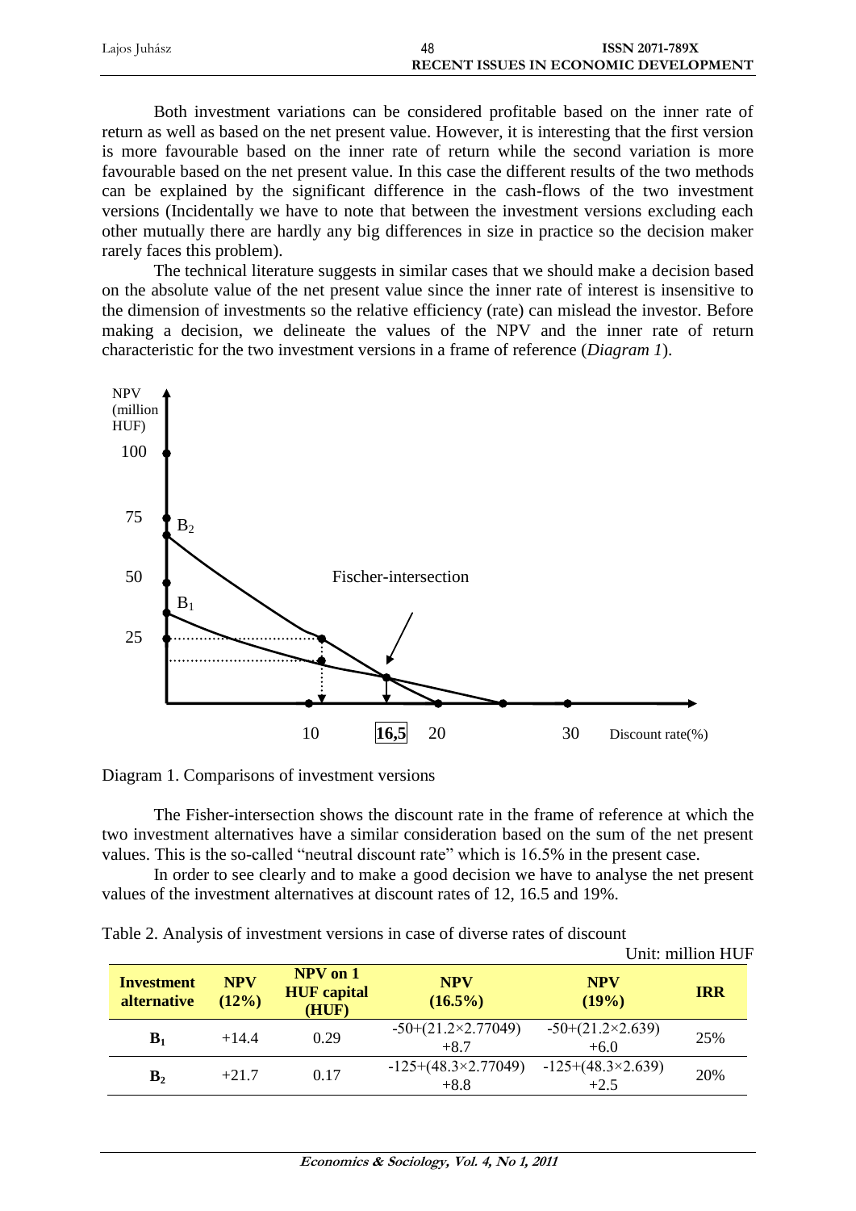Both investment variations can be considered profitable based on the inner rate of return as well as based on the net present value. However, it is interesting that the first version is more favourable based on the inner rate of return while the second variation is more favourable based on the net present value. In this case the different results of the two methods can be explained by the significant difference in the cash-flows of the two investment versions (Incidentally we have to note that between the investment versions excluding each other mutually there are hardly any big differences in size in practice so the decision maker rarely faces this problem).

The technical literature suggests in similar cases that we should make a decision based on the absolute value of the net present value since the inner rate of interest is insensitive to the dimension of investments so the relative efficiency (rate) can mislead the investor. Before making a decision, we delineate the values of the NPV and the inner rate of return characteristic for the two investment versions in a frame of reference (*Diagram 1*).

Diagram 1. Comparisons of investment versions

The Fisher-intersection shows the discount rate in the frame of reference at which the two investment alternatives have a similar consideration based on the sum of the net present values. This is the so-called "neutral discount rate" which is 16.5% in the present case.

In order to see clearly and to make a good decision we have to analyse the net present values of the investment alternatives at discount rates of 12, 16.5 and 19%.

Table 2. Analysis of investment versions in case of diverse rates of discount

Unit: million HUF

| Investment alternative | NPV (12%) | NPV on 1 HUF capital (HUF) | NPV (16.5%) | NPV (19%) | IRR |
|---|---|---|---|---|---|
| $B_1$ | +14.4 | 0.29 | $-50+(21.2\times2.77049)$ +8.7 | $-50+(21.2\times2.639)$ +6.0 | 25% |
| $B_2$ | +21.7 | 0.17 | $-125+(48.3\times2.77049)$ +8.8 | $-125+(48.3\times2.639)$ +2.5 | 20% |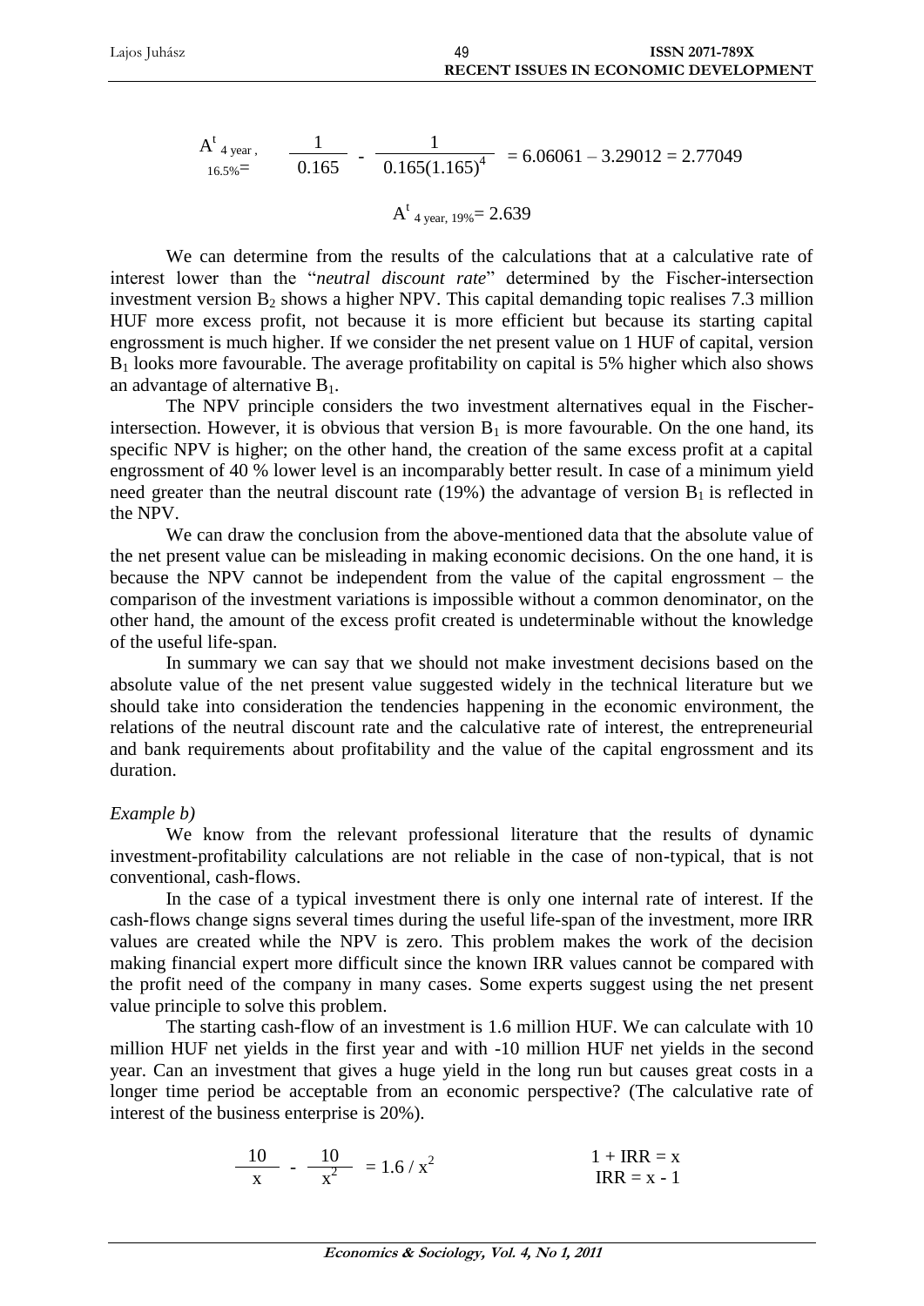$$A^t_{4\text{ year},\ 16.5\%} = \frac{1}{0.165} - \frac{1}{0.165(1.165)^4} = 6.06061 - 3.29012 = 2.77049$$

$$A^t_{4\text{ year},\ 19\%} = 2.639$$

We can determine from the results of the calculations that at a calculative rate of interest lower than the "*neutral discount rate*" determined by the Fischer-intersection investment version $B_2$ shows a higher NPV. This capital demanding topic realises 7.3 million HUF more excess profit, not because it is more efficient but because its starting capital engrossment is much higher. If we consider the net present value on 1 HUF of capital, version $B_1$ looks more favourable. The average profitability on capital is 5% higher which also shows an advantage of alternative $B_1$.

The NPV principle considers the two investment alternatives equal in the Fischer-intersection. However, it is obvious that version $B_1$ is more favourable. On the one hand, its specific NPV is higher; on the other hand, the creation of the same excess profit at a capital engrossment of 40 % lower level is an incomparably better result. In case of a minimum yield need greater than the neutral discount rate (19%) the advantage of version $B_1$ is reflected in the NPV.

We can draw the conclusion from the above-mentioned data that the absolute value of the net present value can be misleading in making economic decisions. On the one hand, it is because the NPV cannot be independent from the value of the capital engrossment – the comparison of the investment variations is impossible without a common denominator, on the other hand, the amount of the excess profit created is undeterminable without the knowledge of the useful life-span.

In summary we can say that we should not make investment decisions based on the absolute value of the net present value suggested widely in the technical literature but we should take into consideration the tendencies happening in the economic environment, the relations of the neutral discount rate and the calculative rate of interest, the entrepreneurial and bank requirements about profitability and the value of the capital engrossment and its duration.

*Example b)*

We know from the relevant professional literature that the results of dynamic investment-profitability calculations are not reliable in the case of non-typical, that is not conventional, cash-flows.

In the case of a typical investment there is only one internal rate of interest. If the cash-flows change signs several times during the useful life-span of the investment, more IRR values are created while the NPV is zero. This problem makes the work of the decision making financial expert more difficult since the known IRR values cannot be compared with the profit need of the company in many cases. Some experts suggest using the net present value principle to solve this problem.

The starting cash-flow of an investment is 1.6 million HUF. We can calculate with 10 million HUF net yields in the first year and with -10 million HUF net yields in the second year. Can an investment that gives a huge yield in the long run but causes great costs in a longer time period be acceptable from an economic perspective? (The calculative rate of interest of the business enterprise is 20%).

$$\frac{10}{x} - \frac{10}{x^2} = 1.6 / x^2 \qquad\qquad 1 + IRR = x$$

$$IRR = x - 1$$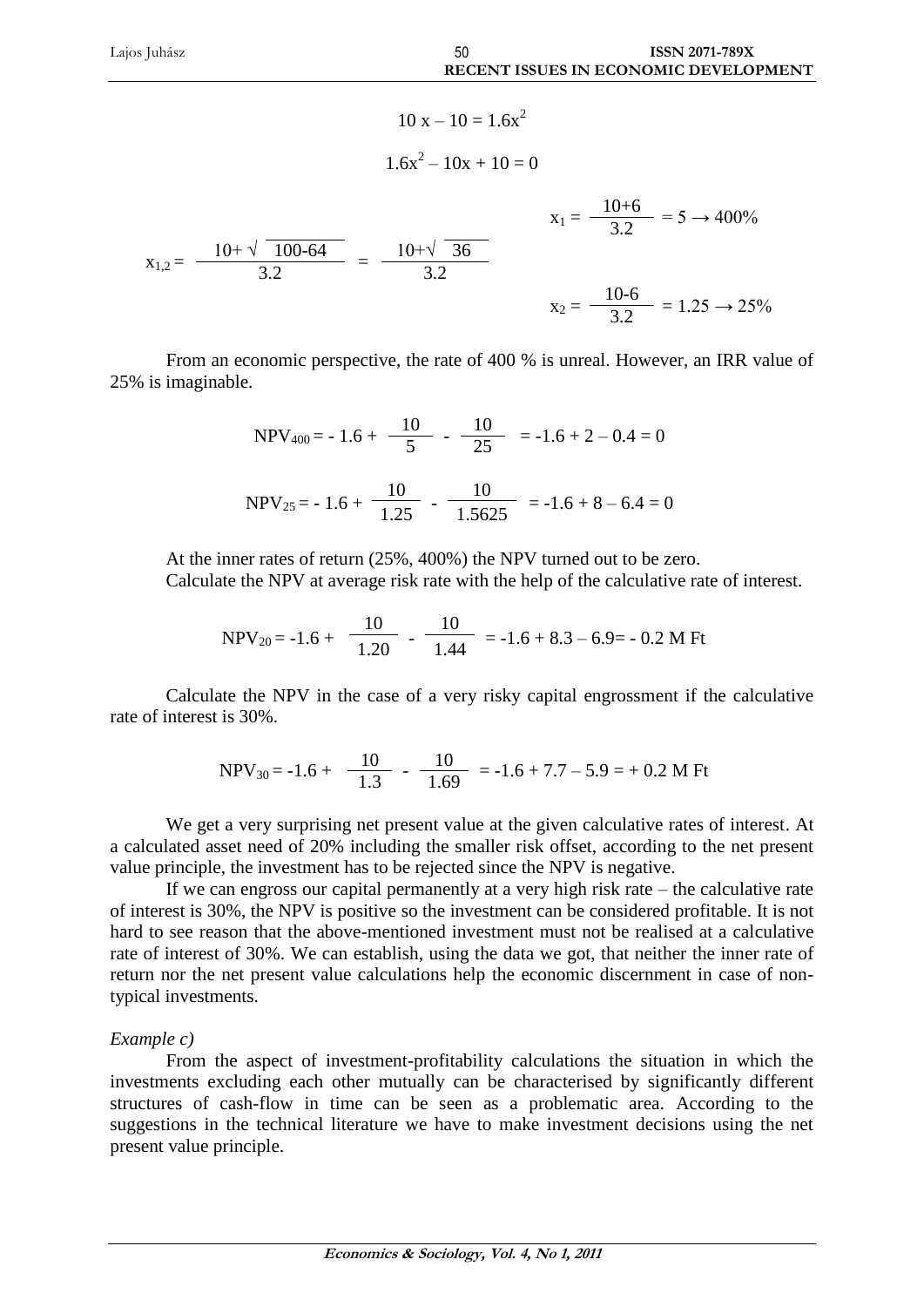$$10x - 10 = 1.6x^2$$

$$1.6x^2 - 10x + 10 = 0$$

$$x_{1,2} = \frac{10 + \sqrt{100-64}}{3.2} = \frac{10 + \sqrt{36}}{3.2} \qquad x_1 = \frac{10+6}{3.2} = 5 \rightarrow 400\% \qquad x_2 = \frac{10-6}{3.2} = 1.25 \rightarrow 25\%$$

From an economic perspective, the rate of 400 % is unreal. However, an IRR value of 25% is imaginable.

$$NPV_{400} = -1.6 + \frac{10}{5} - \frac{10}{25} = -1.6 + 2 - 0.4 = 0$$

$$NPV_{25} = -1.6 + \frac{10}{1.25} - \frac{10}{1.5625} = -1.6 + 8 - 6.4 = 0$$

At the inner rates of return (25%, 400%) the NPV turned out to be zero.

Calculate the NPV at average risk rate with the help of the calculative rate of interest.

$$NPV_{20} = -1.6 + \frac{10}{1.20} - \frac{10}{1.44} = -1.6 + 8.3 - 6.9 = -0.2 \text{ M Ft}$$

Calculate the NPV in the case of a very risky capital engrossment if the calculative rate of interest is 30%.

$$NPV_{30} = -1.6 + \frac{10}{1.3} - \frac{10}{1.69} = -1.6 + 7.7 - 5.9 = +0.2 \text{ M Ft}$$

We get a very surprising net present value at the given calculative rates of interest. At a calculated asset need of 20% including the smaller risk offset, according to the net present value principle, the investment has to be rejected since the NPV is negative.

If we can engross our capital permanently at a very high risk rate – the calculative rate of interest is 30%, the NPV is positive so the investment can be considered profitable. It is not hard to see reason that the above-mentioned investment must not be realised at a calculative rate of interest of 30%. We can establish, using the data we got, that neither the inner rate of return nor the net present value calculations help the economic discernment in case of non-typical investments.

*Example c)*

From the aspect of investment-profitability calculations the situation in which the investments excluding each other mutually can be characterised by significantly different structures of cash-flow in time can be seen as a problematic area. According to the suggestions in the technical literature we have to make investment decisions using the net present value principle.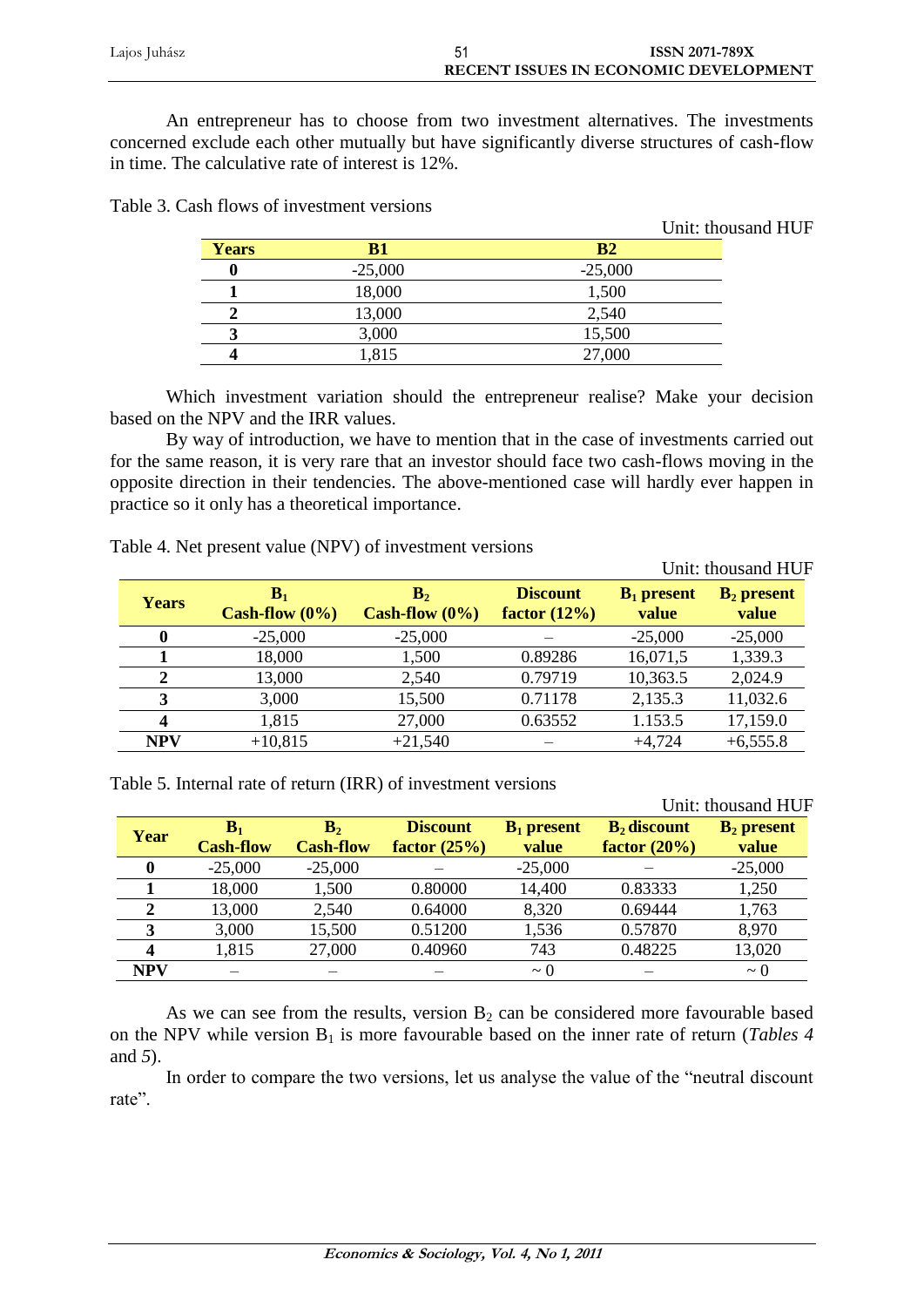An entrepreneur has to choose from two investment alternatives. The investments concerned exclude each other mutually but have significantly diverse structures of cash-flow in time. The calculative rate of interest is 12%.

Table 3. Cash flows of investment versions

Unit: thousand HUF

| Years | B1 | B2 |
|---|---|---|
| 0 | -25,000 | -25,000 |
| 1 | 18,000 | 1,500 |
| 2 | 13,000 | 2,540 |
| 3 | 3,000 | 15,500 |
| 4 | 1,815 | 27,000 |

Which investment variation should the entrepreneur realise? Make your decision based on the NPV and the IRR values.

By way of introduction, we have to mention that in the case of investments carried out for the same reason, it is very rare that an investor should face two cash-flows moving in the opposite direction in their tendencies. The above-mentioned case will hardly ever happen in practice so it only has a theoretical importance.

Table 4. Net present value (NPV) of investment versions

Unit: thousand HUF

| Years | $B_1$ Cash-flow (0%) | $B_2$ Cash-flow (0%) | Discount factor (12%) | $B_1$ present value | $B_2$ present value |
|---|---|---|---|---|---|
| 0 | -25,000 | -25,000 | – | -25,000 | -25,000 |
| 1 | 18,000 | 1,500 | 0.89286 | 16,071,5 | 1,339.3 |
| 2 | 13,000 | 2,540 | 0.79719 | 10,363.5 | 2,024.9 |
| 3 | 3,000 | 15,500 | 0.71178 | 2,135.3 | 11,032.6 |
| 4 | 1,815 | 27,000 | 0.63552 | 1.153.5 | 17,159.0 |
| NPV | +10,815 | +21,540 | – | +4,724 | +6,555.8 |

Table 5. Internal rate of return (IRR) of investment versions

Unit: thousand HUF

| Year | $B_1$ Cash-flow | $B_2$ Cash-flow | Discount factor (25%) | $B_1$ present value | $B_2$ discount factor (20%) | $B_2$ present value |
|---|---|---|---|---|---|---|
| 0 | -25,000 | -25,000 | – | -25,000 | – | -25,000 |
| 1 | 18,000 | 1,500 | 0.80000 | 14,400 | 0.83333 | 1,250 |
| 2 | 13,000 | 2,540 | 0.64000 | 8,320 | 0.69444 | 1,763 |
| 3 | 3,000 | 15,500 | 0.51200 | 1,536 | 0.57870 | 8,970 |
| 4 | 1,815 | 27,000 | 0.40960 | 743 | 0.48225 | 13,020 |
| NPV | – | – | – | ~ 0 | – | ~ 0 |

As we can see from the results, version $B_2$ can be considered more favourable based on the NPV while version $B_1$ is more favourable based on the inner rate of return (*Tables 4* and *5*).

In order to compare the two versions, let us analyse the value of the "neutral discount rate".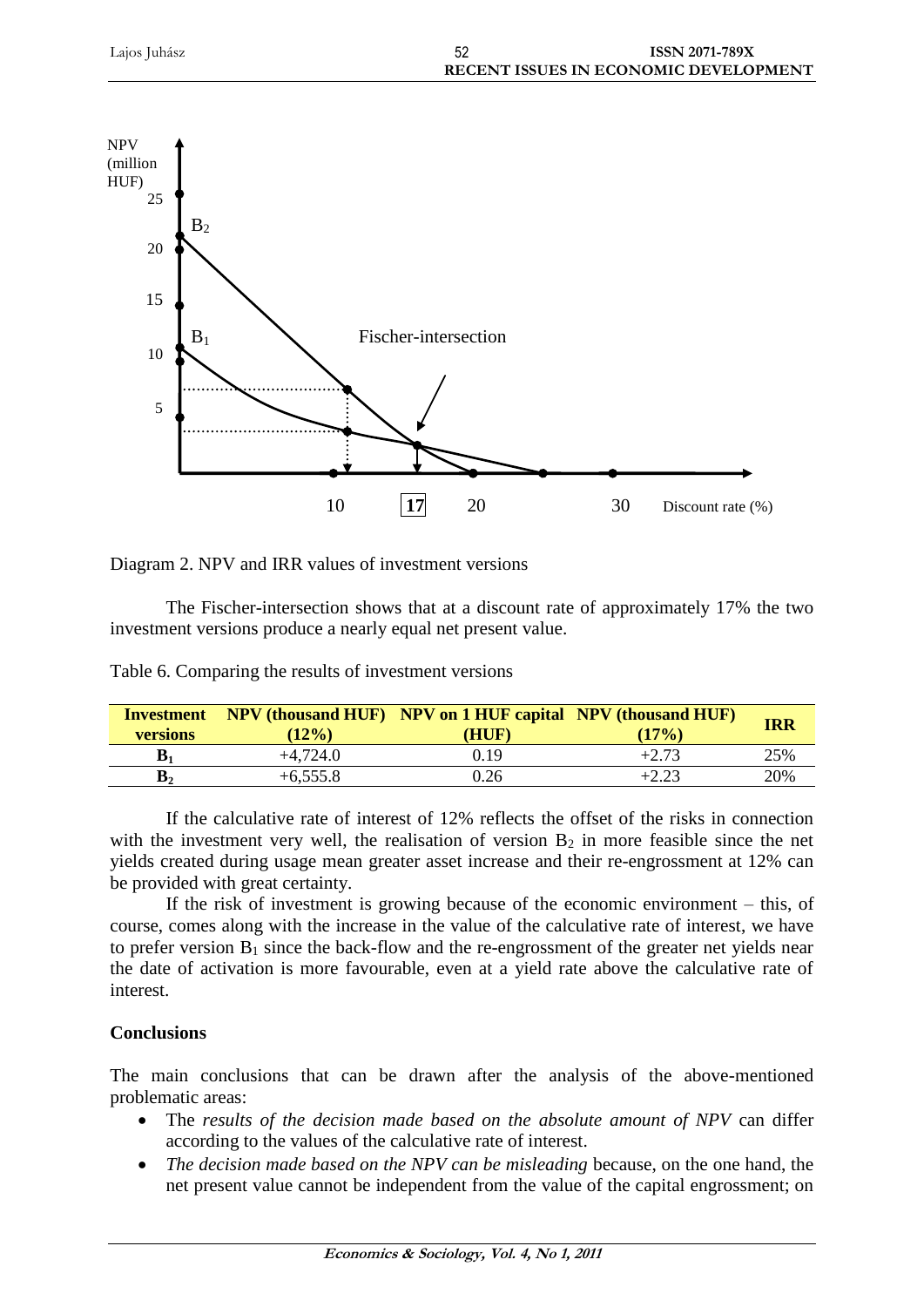Diagram 2. NPV and IRR values of investment versions

The Fischer-intersection shows that at a discount rate of approximately 17% the two investment versions produce a nearly equal net present value.

Table 6. Comparing the results of investment versions

| Investment versions | NPV (thousand HUF) (12%) | NPV on 1 HUF capital (HUF) | NPV (thousand HUF) (17%) | IRR |
|---|---|---|---|---|
| $B_1$ | +4,724.0 | 0.19 | +2.73 | 25% |
| $B_2$ | +6,555.8 | 0.26 | +2.23 | 20% |

If the calculative rate of interest of 12% reflects the offset of the risks in connection with the investment very well, the realisation of version $B_2$ in more feasible since the net yields created during usage mean greater asset increase and their re-engrossment at 12% can be provided with great certainty.

If the risk of investment is growing because of the economic environment – this, of course, comes along with the increase in the value of the calculative rate of interest, we have to prefer version $B_1$ since the back-flow and the re-engrossment of the greater net yields near the date of activation is more favourable, even at a yield rate above the calculative rate of interest.

## Conclusions

The main conclusions that can be drawn after the analysis of the above-mentioned problematic areas:

- The *results of the decision made based on the absolute amount of NPV* can differ according to the values of the calculative rate of interest.
- *The decision made based on the NPV can be misleading* because, on the one hand, the net present value cannot be independent from the value of the capital engrossment; on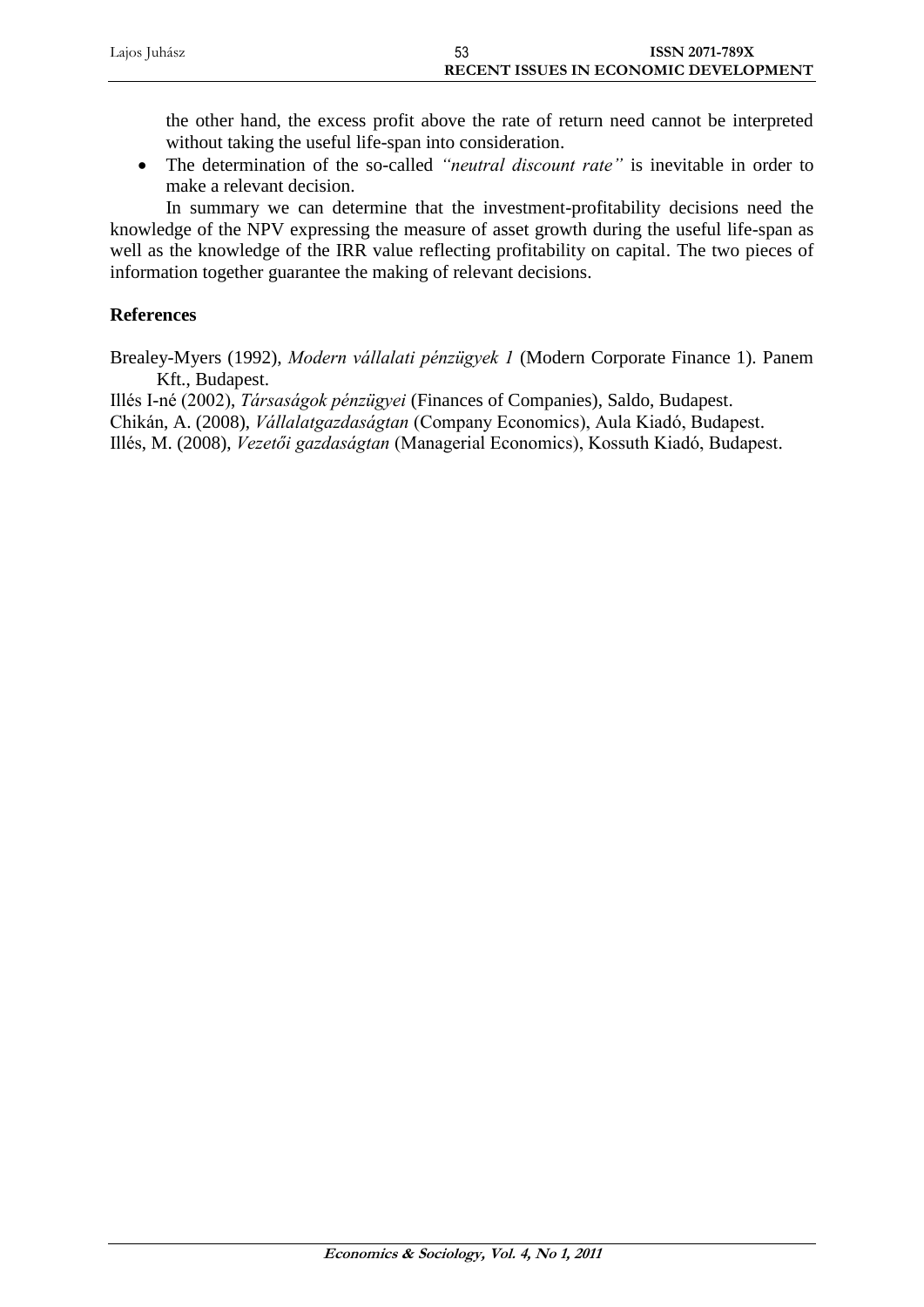the other hand, the excess profit above the rate of return need cannot be interpreted without taking the useful life-span into consideration.

- The determination of the so-called *"neutral discount rate"* is inevitable in order to make a relevant decision.

In summary we can determine that the investment-profitability decisions need the knowledge of the NPV expressing the measure of asset growth during the useful life-span as well as the knowledge of the IRR value reflecting profitability on capital. The two pieces of information together guarantee the making of relevant decisions.

## References

Brealey-Myers (1992), *Modern vállalati pénzügyek 1* (Modern Corporate Finance 1). Panem Kft., Budapest.

Illés I-né (2002), *Társaságok pénzügyei* (Finances of Companies), Saldo, Budapest.

Chikán, A. (2008), *Vállalatgazdaságtan* (Company Economics), Aula Kiadó, Budapest.

Illés, M. (2008), *Vezetői gazdaságtan* (Managerial Economics), Kossuth Kiadó, Budapest.